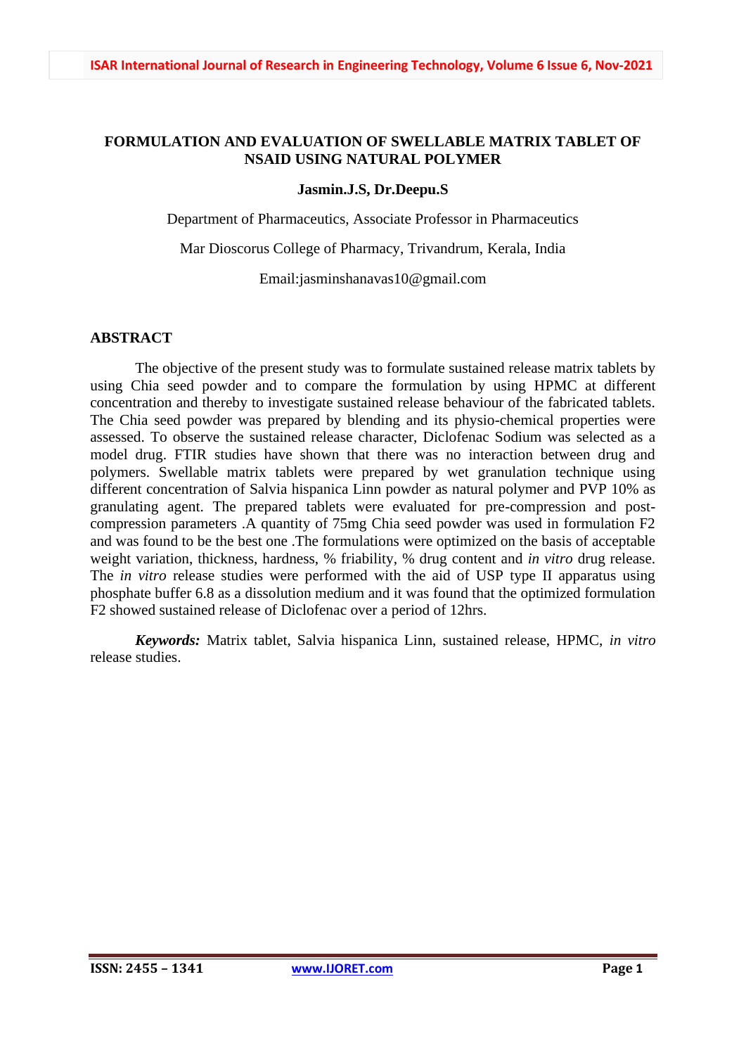# FORMULATION AND EVALUATION OF SWELLABLE MATRIX TABLET OF NSAID USING NATURAL POLYMER

**Jasmin.J.S, Dr.Deepu.S**

Department of Pharmaceutics, Associate Professor in Pharmaceutics

Mar Dioscorus College of Pharmacy, Trivandrum, Kerala, India

Email:jasminshanavas10@gmail.com

## ABSTRACT

The objective of the present study was to formulate sustained release matrix tablets by using Chia seed powder and to compare the formulation by using HPMC at different concentration and thereby to investigate sustained release behaviour of the fabricated tablets. The Chia seed powder was prepared by blending and its physio-chemical properties were assessed. To observe the sustained release character, Diclofenac Sodium was selected as a model drug. FTIR studies have shown that there was no interaction between drug and polymers. Swellable matrix tablets were prepared by wet granulation technique using different concentration of Salvia hispanica Linn powder as natural polymer and PVP 10% as granulating agent. The prepared tablets were evaluated for pre-compression and post-compression parameters .A quantity of 75mg Chia seed powder was used in formulation F2 and was found to be the best one .The formulations were optimized on the basis of acceptable weight variation, thickness, hardness, % friability, % drug content and *in vitro* drug release. The *in vitro* release studies were performed with the aid of USP type II apparatus using phosphate buffer 6.8 as a dissolution medium and it was found that the optimized formulation F2 showed sustained release of Diclofenac over a period of 12hrs.

***Keywords:*** Matrix tablet, Salvia hispanica Linn, sustained release, HPMC, *in vitro* release studies.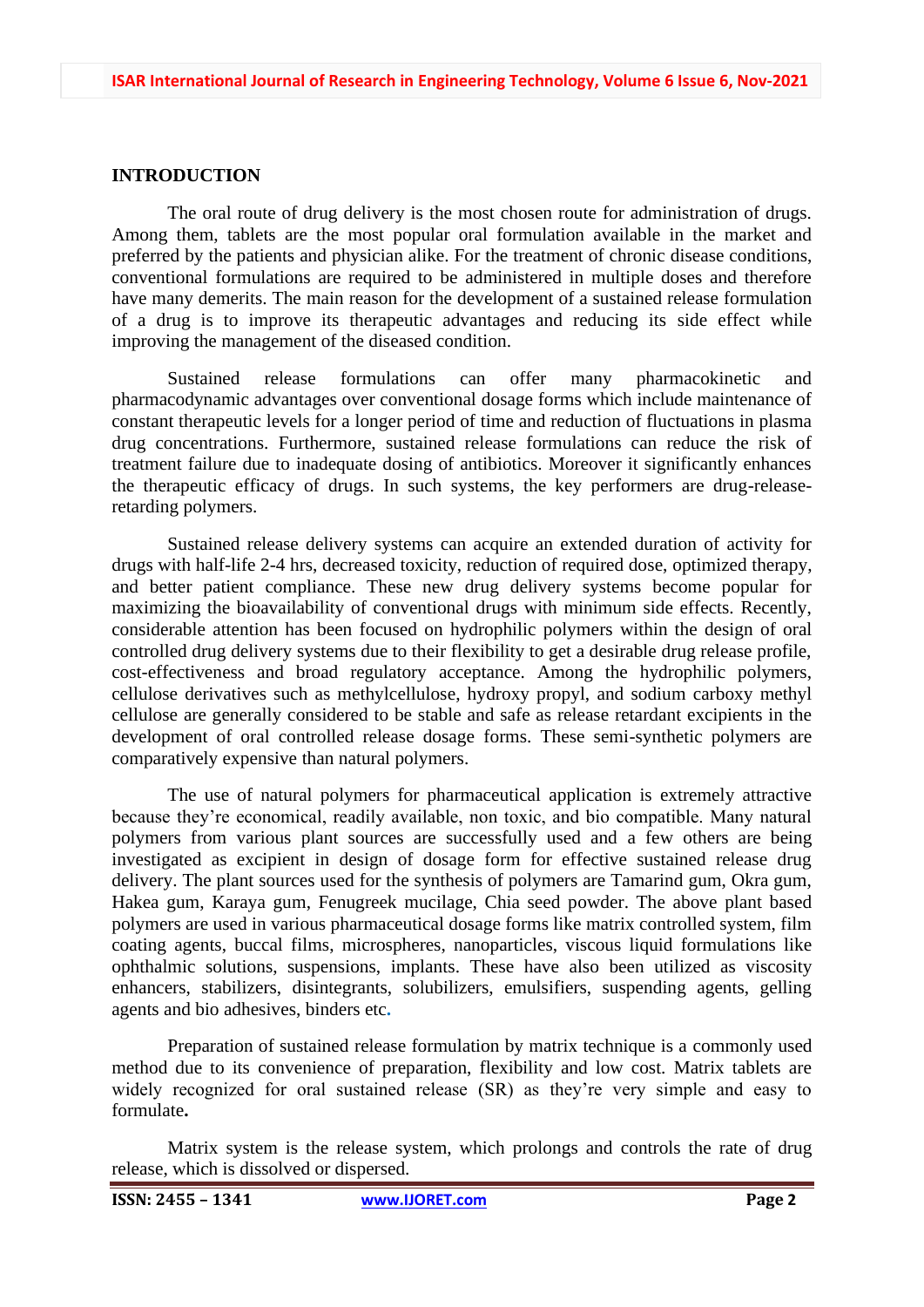## INTRODUCTION

The oral route of drug delivery is the most chosen route for administration of drugs. Among them, tablets are the most popular oral formulation available in the market and preferred by the patients and physician alike. For the treatment of chronic disease conditions, conventional formulations are required to be administered in multiple doses and therefore have many demerits. The main reason for the development of a sustained release formulation of a drug is to improve its therapeutic advantages and reducing its side effect while improving the management of the diseased condition.

Sustained release formulations can offer many pharmacokinetic and pharmacodynamic advantages over conventional dosage forms which include maintenance of constant therapeutic levels for a longer period of time and reduction of fluctuations in plasma drug concentrations. Furthermore, sustained release formulations can reduce the risk of treatment failure due to inadequate dosing of antibiotics. Moreover it significantly enhances the therapeutic efficacy of drugs. In such systems, the key performers are drug-release-retarding polymers.

Sustained release delivery systems can acquire an extended duration of activity for drugs with half-life 2-4 hrs, decreased toxicity, reduction of required dose, optimized therapy, and better patient compliance. These new drug delivery systems become popular for maximizing the bioavailability of conventional drugs with minimum side effects. Recently, considerable attention has been focused on hydrophilic polymers within the design of oral controlled drug delivery systems due to their flexibility to get a desirable drug release profile, cost-effectiveness and broad regulatory acceptance. Among the hydrophilic polymers, cellulose derivatives such as methylcellulose, hydroxy propyl, and sodium carboxy methyl cellulose are generally considered to be stable and safe as release retardant excipients in the development of oral controlled release dosage forms. These semi-synthetic polymers are comparatively expensive than natural polymers.

The use of natural polymers for pharmaceutical application is extremely attractive because they're economical, readily available, non toxic, and bio compatible. Many natural polymers from various plant sources are successfully used and a few others are being investigated as excipient in design of dosage form for effective sustained release drug delivery. The plant sources used for the synthesis of polymers are Tamarind gum, Okra gum, Hakea gum, Karaya gum, Fenugreek mucilage, Chia seed powder. The above plant based polymers are used in various pharmaceutical dosage forms like matrix controlled system, film coating agents, buccal films, microspheres, nanoparticles, viscous liquid formulations like ophthalmic solutions, suspensions, implants. These have also been utilized as viscosity enhancers, stabilizers, disintegrants, solubilizers, emulsifiers, suspending agents, gelling agents and bio adhesives, binders etc.

Preparation of sustained release formulation by matrix technique is a commonly used method due to its convenience of preparation, flexibility and low cost. Matrix tablets are widely recognized for oral sustained release (SR) as they're very simple and easy to formulate.

Matrix system is the release system, which prolongs and controls the rate of drug release, which is dissolved or dispersed.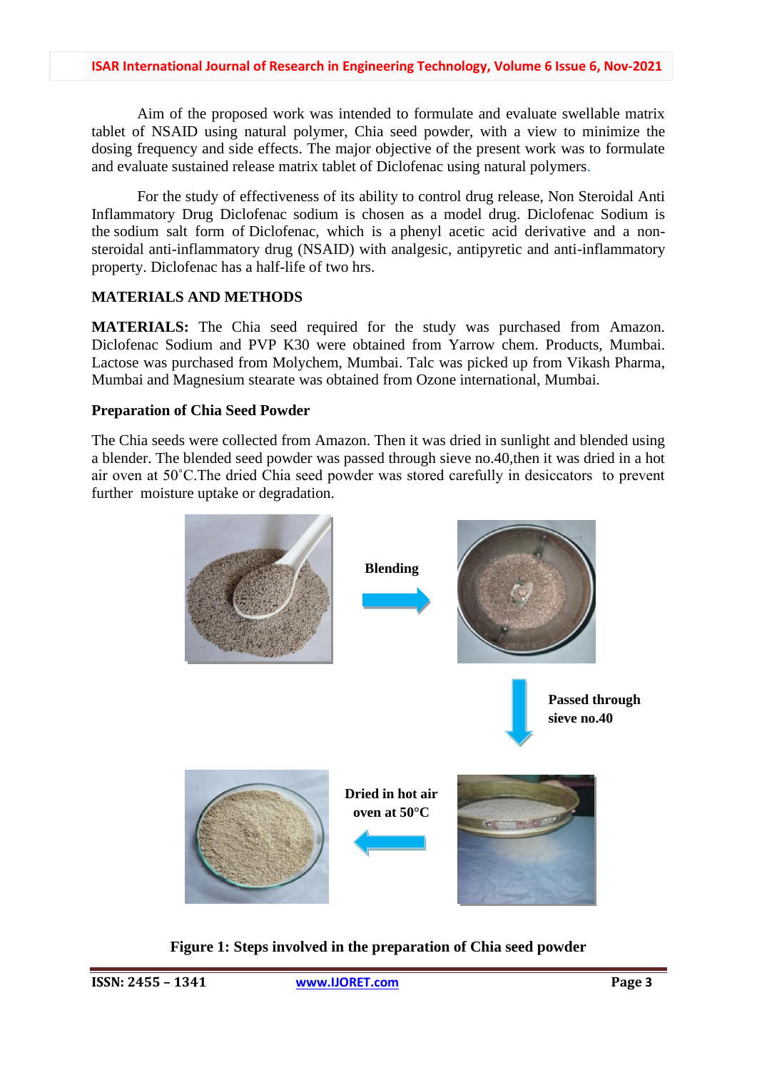Aim of the proposed work was intended to formulate and evaluate swellable matrix tablet of NSAID using natural polymer, Chia seed powder, with a view to minimize the dosing frequency and side effects. The major objective of the present work was to formulate and evaluate sustained release matrix tablet of Diclofenac using natural polymers.

For the study of effectiveness of its ability to control drug release, Non Steroidal Anti Inflammatory Drug Diclofenac sodium is chosen as a model drug. Diclofenac Sodium is the sodium salt form of Diclofenac, which is a phenyl acetic acid derivative and a non-steroidal anti-inflammatory drug (NSAID) with analgesic, antipyretic and anti-inflammatory property. Diclofenac has a half-life of two hrs.

## MATERIALS AND METHODS

**MATERIALS:** The Chia seed required for the study was purchased from Amazon. Diclofenac Sodium and PVP K30 were obtained from Yarrow chem. Products, Mumbai. Lactose was purchased from Molychem, Mumbai. Talc was picked up from Vikash Pharma, Mumbai and Magnesium stearate was obtained from Ozone international, Mumbai.

### Preparation of Chia Seed Powder

The Chia seeds were collected from Amazon. Then it was dried in sunlight and blended using a blender. The blended seed powder was passed through sieve no.40,then it was dried in a hot air oven at 50˚C.The dried Chia seed powder was stored carefully in desiccators to prevent further moisture uptake or degradation.

Blending

Passed through sieve no.40

Dried in hot air oven at 50°C

**Figure 1: Steps involved in the preparation of Chia seed powder**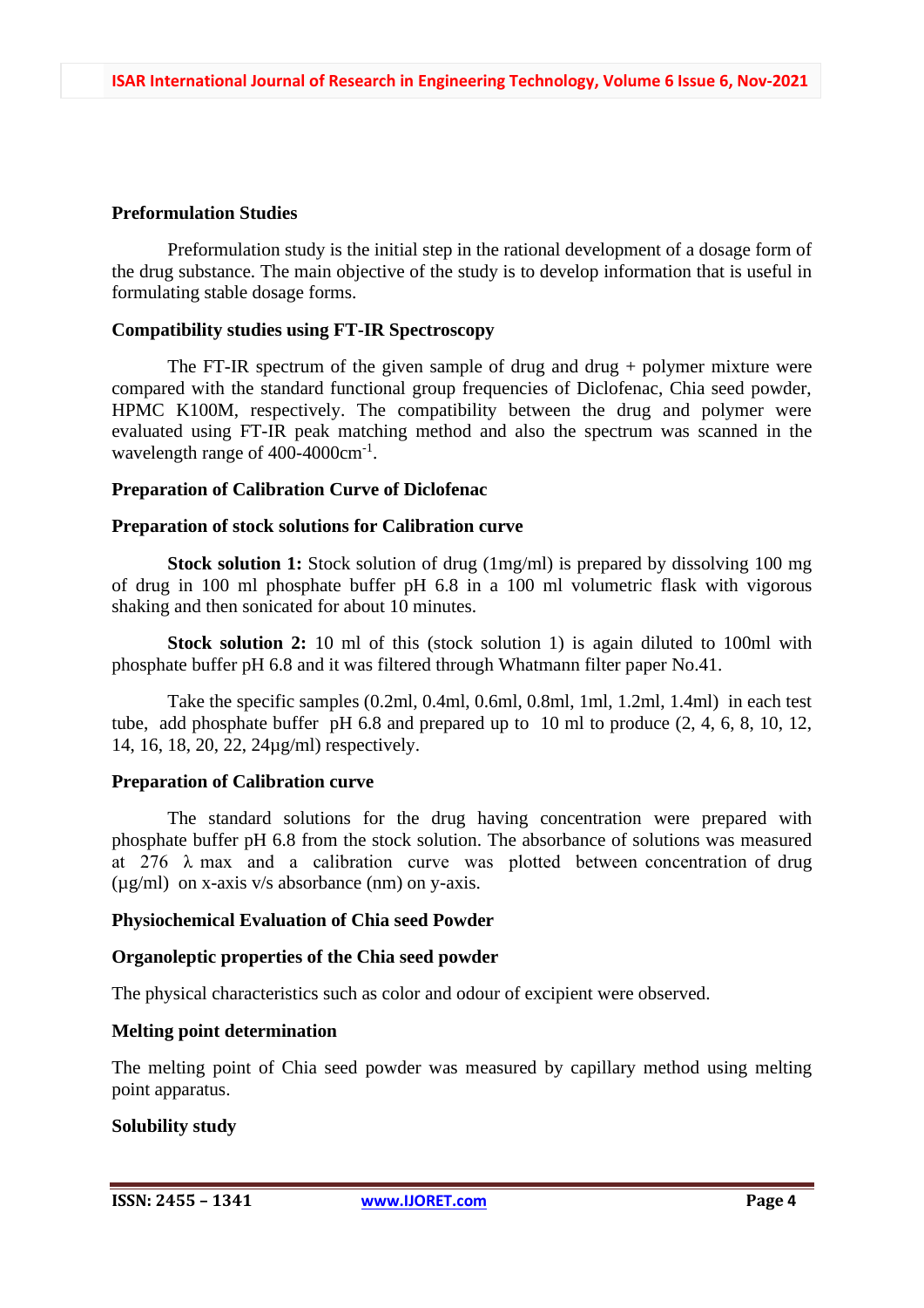**Preformulation Studies**

Preformulation study is the initial step in the rational development of a dosage form of the drug substance. The main objective of the study is to develop information that is useful in formulating stable dosage forms.

**Compatibility studies using FT-IR Spectroscopy**

The FT-IR spectrum of the given sample of drug and drug + polymer mixture were compared with the standard functional group frequencies of Diclofenac, Chia seed powder, HPMC K100M, respectively. The compatibility between the drug and polymer were evaluated using FT-IR peak matching method and also the spectrum was scanned in the wavelength range of 400-4000cm$^{-1}$.

**Preparation of Calibration Curve of Diclofenac**

**Preparation of stock solutions for Calibration curve**

**Stock solution 1:** Stock solution of drug (1mg/ml) is prepared by dissolving 100 mg of drug in 100 ml phosphate buffer pH 6.8 in a 100 ml volumetric flask with vigorous shaking and then sonicated for about 10 minutes.

**Stock solution 2:** 10 ml of this (stock solution 1) is again diluted to 100ml with phosphate buffer pH 6.8 and it was filtered through Whatmann filter paper No.41.

Take the specific samples (0.2ml, 0.4ml, 0.6ml, 0.8ml, 1ml, 1.2ml, 1.4ml) in each test tube, add phosphate buffer pH 6.8 and prepared up to 10 ml to produce (2, 4, 6, 8, 10, 12, 14, 16, 18, 20, 22, 24µg/ml) respectively.

**Preparation of Calibration curve**

The standard solutions for the drug having concentration were prepared with phosphate buffer pH 6.8 from the stock solution. The absorbance of solutions was measured at 276 λ max and a calibration curve was plotted between concentration of drug (µg/ml) on x-axis v/s absorbance (nm) on y-axis.

**Physiochemical Evaluation of Chia seed Powder**

**Organoleptic properties of the Chia seed powder**

The physical characteristics such as color and odour of excipient were observed.

**Melting point determination**

The melting point of Chia seed powder was measured by capillary method using melting point apparatus.

**Solubility study**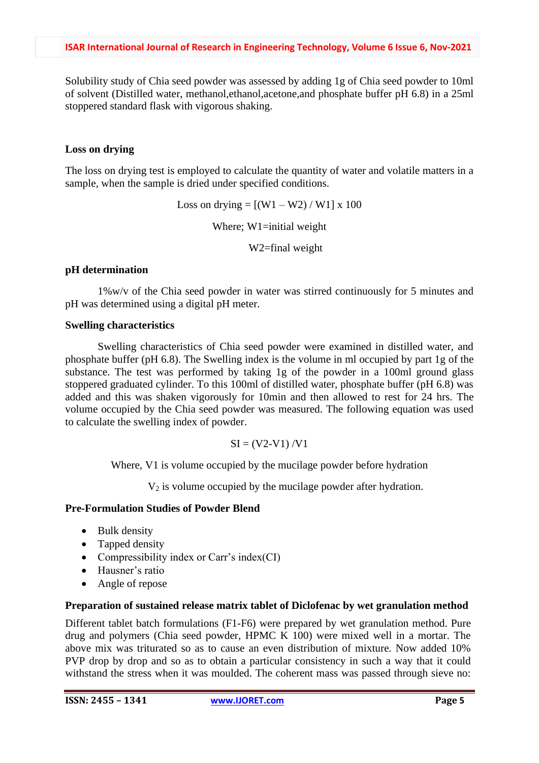Solubility study of Chia seed powder was assessed by adding 1g of Chia seed powder to 10ml of solvent (Distilled water, methanol,ethanol,acetone,and phosphate buffer pH 6.8) in a 25ml stoppered standard flask with vigorous shaking.

**Loss on drying**

The loss on drying test is employed to calculate the quantity of water and volatile matters in a sample, when the sample is dried under specified conditions.

$$\text{Loss on drying} = [(W1 - W2) / W1] \times 100$$

Where; W1=initial weight

W2=final weight

**pH determination**

1%w/v of the Chia seed powder in water was stirred continuously for 5 minutes and pH was determined using a digital pH meter.

**Swelling characteristics**

Swelling characteristics of Chia seed powder were examined in distilled water, and phosphate buffer (pH 6.8). The Swelling index is the volume in ml occupied by part 1g of the substance. The test was performed by taking 1g of the powder in a 100ml ground glass stoppered graduated cylinder. To this 100ml of distilled water, phosphate buffer (pH 6.8) was added and this was shaken vigorously for 10min and then allowed to rest for 24 hrs. The volume occupied by the Chia seed powder was measured. The following equation was used to calculate the swelling index of powder.

$$SI = (V2 - V1) / V1$$

Where, V1 is volume occupied by the mucilage powder before hydration

$V_2$ is volume occupied by the mucilage powder after hydration.

**Pre-Formulation Studies of Powder Blend**

- Bulk density
- Tapped density
- Compressibility index or Carr's index(CI)
- Hausner's ratio
- Angle of repose

**Preparation of sustained release matrix tablet of Diclofenac by wet granulation method**

Different tablet batch formulations (F1-F6) were prepared by wet granulation method. Pure drug and polymers (Chia seed powder, HPMC K 100) were mixed well in a mortar. The above mix was triturated so as to cause an even distribution of mixture. Now added 10% PVP drop by drop and so as to obtain a particular consistency in such a way that it could withstand the stress when it was moulded. The coherent mass was passed through sieve no: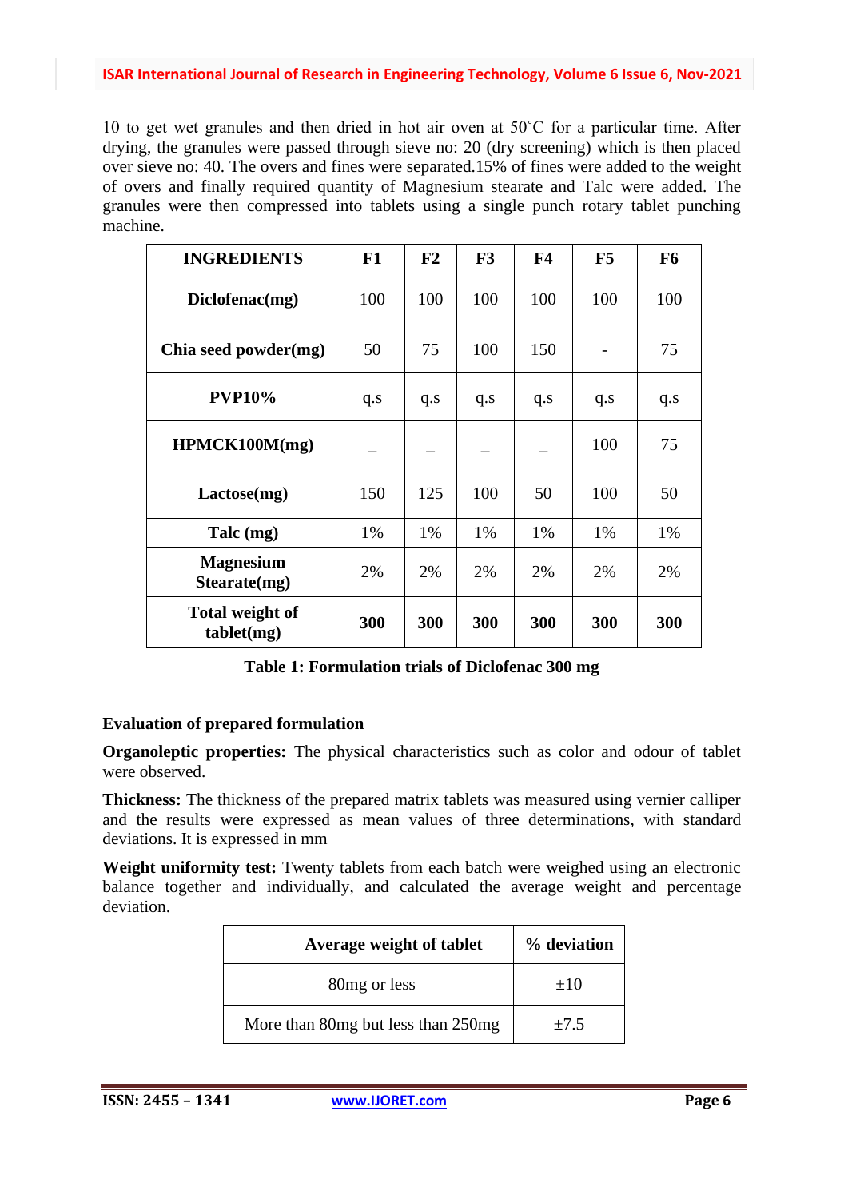10 to get wet granules and then dried in hot air oven at 50˚C for a particular time. After drying, the granules were passed through sieve no: 20 (dry screening) which is then placed over sieve no: 40. The overs and fines were separated.15% of fines were added to the weight of overs and finally required quantity of Magnesium stearate and Talc were added. The granules were then compressed into tablets using a single punch rotary tablet punching machine.

| INGREDIENTS | F1 | F2 | F3 | F4 | F5 | F6 |
|---|---|---|---|---|---|---|
| **Diclofenac(mg)** | 100 | 100 | 100 | 100 | 100 | 100 |
| **Chia seed powder(mg)** | 50 | 75 | 100 | 150 | - | 75 |
| **PVP10%** | q.s | q.s | q.s | q.s | q.s | q.s |
| **HPMCK100M(mg)** | _ | _ | _ | _ | 100 | 75 |
| **Lactose(mg)** | 150 | 125 | 100 | 50 | 100 | 50 |
| **Talc (mg)** | 1% | 1% | 1% | 1% | 1% | 1% |
| **Magnesium Stearate(mg)** | 2% | 2% | 2% | 2% | 2% | 2% |
| **Total weight of tablet(mg)** | **300** | **300** | **300** | **300** | **300** | **300** |

**Table 1: Formulation trials of Diclofenac 300 mg**

**Evaluation of prepared formulation**

**Organoleptic properties:** The physical characteristics such as color and odour of tablet were observed.

**Thickness:** The thickness of the prepared matrix tablets was measured using vernier calliper and the results were expressed as mean values of three determinations, with standard deviations. It is expressed in mm

**Weight uniformity test:** Twenty tablets from each batch were weighed using an electronic balance together and individually, and calculated the average weight and percentage deviation.

| Average weight of tablet | % deviation |
|---|---|
| 80mg or less | ±10 |
| More than 80mg but less than 250mg | ±7.5 |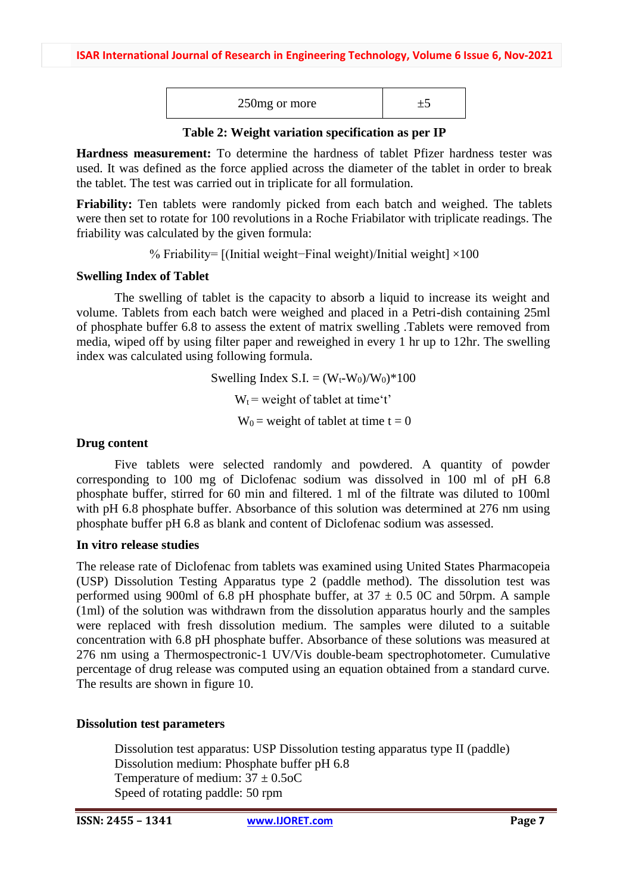| 250mg or more | ±5 |
|---|---|

**Table 2: Weight variation specification as per IP**

**Hardness measurement:** To determine the hardness of tablet Pfizer hardness tester was used. It was defined as the force applied across the diameter of the tablet in order to break the tablet. The test was carried out in triplicate for all formulation.

**Friability:** Ten tablets were randomly picked from each batch and weighed. The tablets were then set to rotate for 100 revolutions in a Roche Friabilator with triplicate readings. The friability was calculated by the given formula:

% Friability= [(Initial weight−Final weight)/Initial weight] ×100

**Swelling Index of Tablet**

The swelling of tablet is the capacity to absorb a liquid to increase its weight and volume. Tablets from each batch were weighed and placed in a Petri-dish containing 25ml of phosphate buffer 6.8 to assess the extent of matrix swelling .Tablets were removed from media, wiped off by using filter paper and reweighed in every 1 hr up to 12hr. The swelling index was calculated using following formula.

$$\text{Swelling Index S.I.} = (W_t - W_0)/W_0 * 100$$

$W_t$ = weight of tablet at time't'

$W_0$ = weight of tablet at time t = 0

**Drug content**

Five tablets were selected randomly and powdered. A quantity of powder corresponding to 100 mg of Diclofenac sodium was dissolved in 100 ml of pH 6.8 phosphate buffer, stirred for 60 min and filtered. 1 ml of the filtrate was diluted to 100ml with pH 6.8 phosphate buffer. Absorbance of this solution was determined at 276 nm using phosphate buffer pH 6.8 as blank and content of Diclofenac sodium was assessed.

**In vitro release studies**

The release rate of Diclofenac from tablets was examined using United States Pharmacopeia (USP) Dissolution Testing Apparatus type 2 (paddle method). The dissolution test was performed using 900ml of 6.8 pH phosphate buffer, at 37 ± 0.5 0C and 50rpm. A sample (1ml) of the solution was withdrawn from the dissolution apparatus hourly and the samples were replaced with fresh dissolution medium. The samples were diluted to a suitable concentration with 6.8 pH phosphate buffer. Absorbance of these solutions was measured at 276 nm using a Thermospectronic-1 UV/Vis double-beam spectrophotometer. Cumulative percentage of drug release was computed using an equation obtained from a standard curve. The results are shown in figure 10.

**Dissolution test parameters**

Dissolution test apparatus: USP Dissolution testing apparatus type II (paddle)
Dissolution medium: Phosphate buffer pH 6.8
Temperature of medium: 37 ± 0.5oC
Speed of rotating paddle: 50 rpm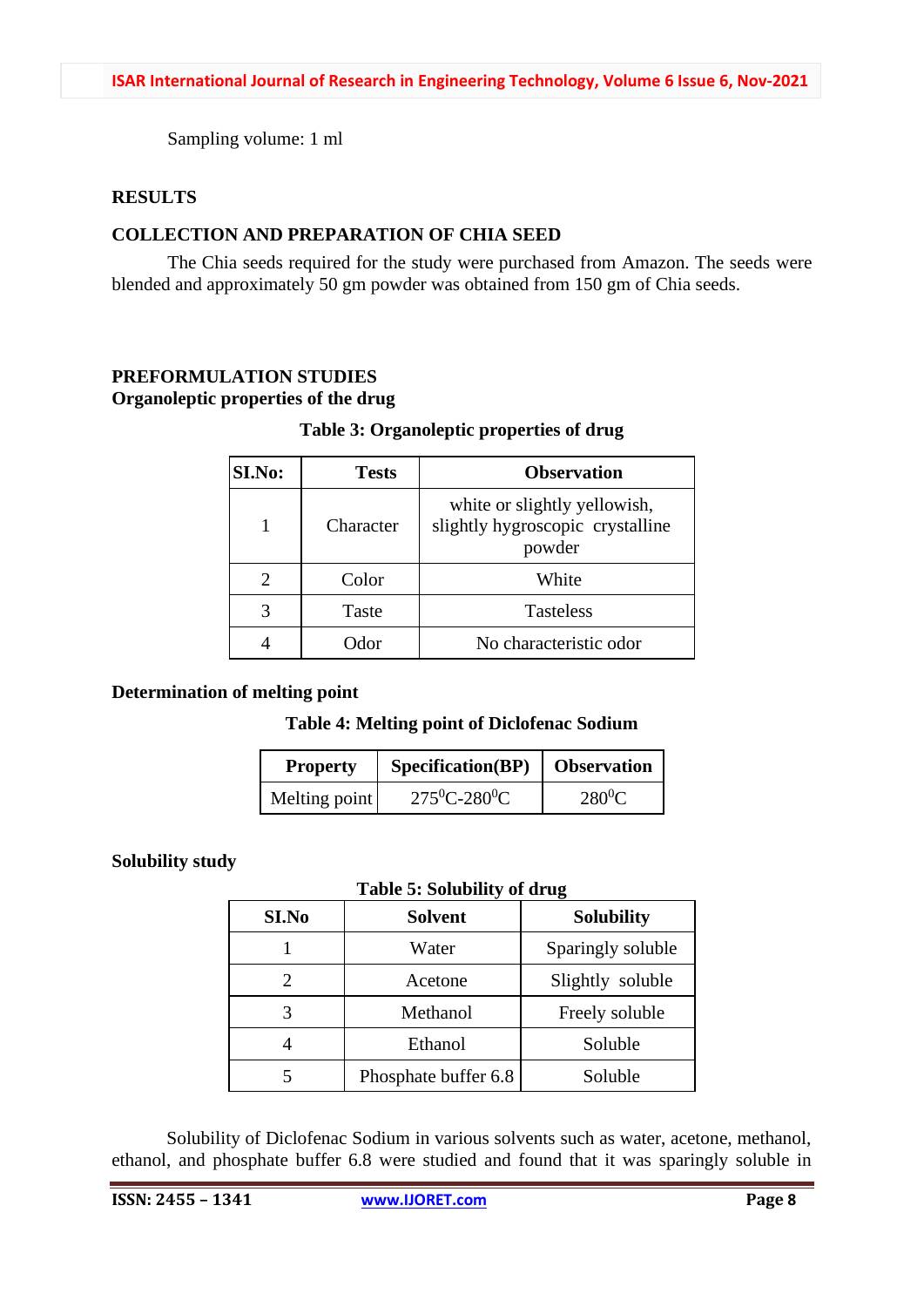Sampling volume: 1 ml

## RESULTS

### COLLECTION AND PREPARATION OF CHIA SEED

The Chia seeds required for the study were purchased from Amazon. The seeds were blended and approximately 50 gm powder was obtained from 150 gm of Chia seeds.

### PREFORMULATION STUDIES

**Organoleptic properties of the drug**

**Table 3: Organoleptic properties of drug**

| SI.No: | Tests | Observation |
|---|---|---|
| 1 | Character | white or slightly yellowish, slightly hygroscopic crystalline powder |
| 2 | Color | White |
| 3 | Taste | Tasteless |
| 4 | Odor | No characteristic odor |

**Determination of melting point**

**Table 4: Melting point of Diclofenac Sodium**

| Property | Specification(BP) | Observation |
|---|---|---|
| Melting point | $275^0$C-$280^0$C | $280^0$C |

**Solubility study**

**Table 5: Solubility of drug**

| SI.No | Solvent | Solubility |
|---|---|---|
| 1 | Water | Sparingly soluble |
| 2 | Acetone | Slightly soluble |
| 3 | Methanol | Freely soluble |
| 4 | Ethanol | Soluble |
| 5 | Phosphate buffer 6.8 | Soluble |

Solubility of Diclofenac Sodium in various solvents such as water, acetone, methanol, ethanol, and phosphate buffer 6.8 were studied and found that it was sparingly soluble in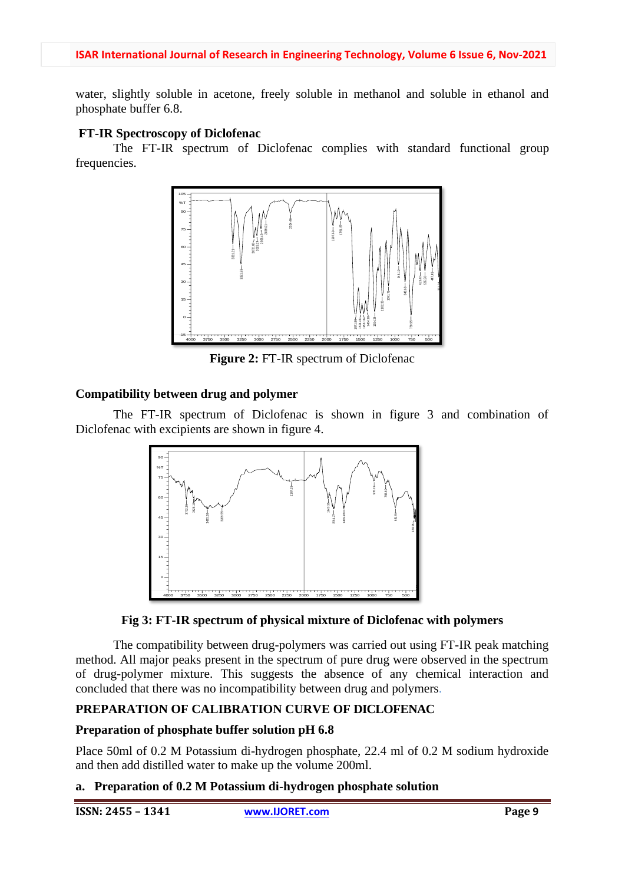water, slightly soluble in acetone, freely soluble in methanol and soluble in ethanol and phosphate buffer 6.8.

**FT-IR Spectroscopy of Diclofenac**

The FT-IR spectrum of Diclofenac complies with standard functional group frequencies.

**Figure 2:** FT-IR spectrum of Diclofenac

**Compatibility between drug and polymer**

The FT-IR spectrum of Diclofenac is shown in figure 3 and combination of Diclofenac with excipients are shown in figure 4.

**Fig 3: FT-IR spectrum of physical mixture of Diclofenac with polymers**

The compatibility between drug-polymers was carried out using FT-IR peak matching method. All major peaks present in the spectrum of pure drug were observed in the spectrum of drug-polymer mixture. This suggests the absence of any chemical interaction and concluded that there was no incompatibility between drug and polymers.

**PREPARATION OF CALIBRATION CURVE OF DICLOFENAC**

**Preparation of phosphate buffer solution pH 6.8**

Place 50ml of 0.2 M Potassium di-hydrogen phosphate, 22.4 ml of 0.2 M sodium hydroxide and then add distilled water to make up the volume 200ml.

**a. Preparation of 0.2 M Potassium di-hydrogen phosphate solution**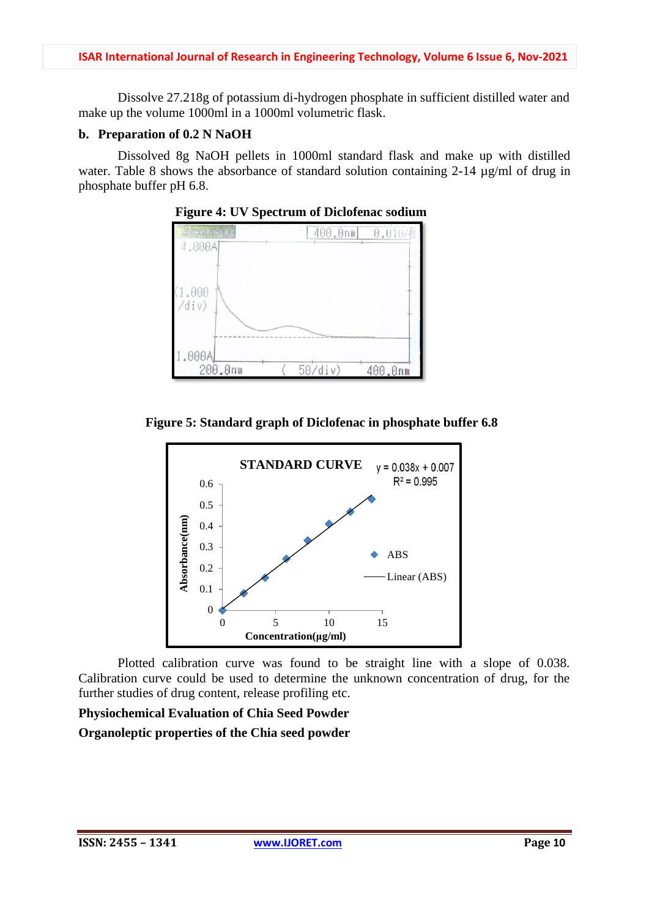Dissolve 27.218g of potassium di-hydrogen phosphate in sufficient distilled water and make up the volume 1000ml in a 1000ml volumetric flask.

**b. Preparation of 0.2 N NaOH**

Dissolved 8g NaOH pellets in 1000ml standard flask and make up with distilled water. Table 8 shows the absorbance of standard solution containing 2-14 µg/ml of drug in phosphate buffer pH 6.8.

**Figure 4: UV Spectrum of Diclofenac sodium**

**Figure 5: Standard graph of Diclofenac in phosphate buffer 6.8**

Plotted calibration curve was found to be straight line with a slope of 0.038. Calibration curve could be used to determine the unknown concentration of drug, for the further studies of drug content, release profiling etc.

**Physiochemical Evaluation of Chia Seed Powder**

**Organoleptic properties of the Chia seed powder**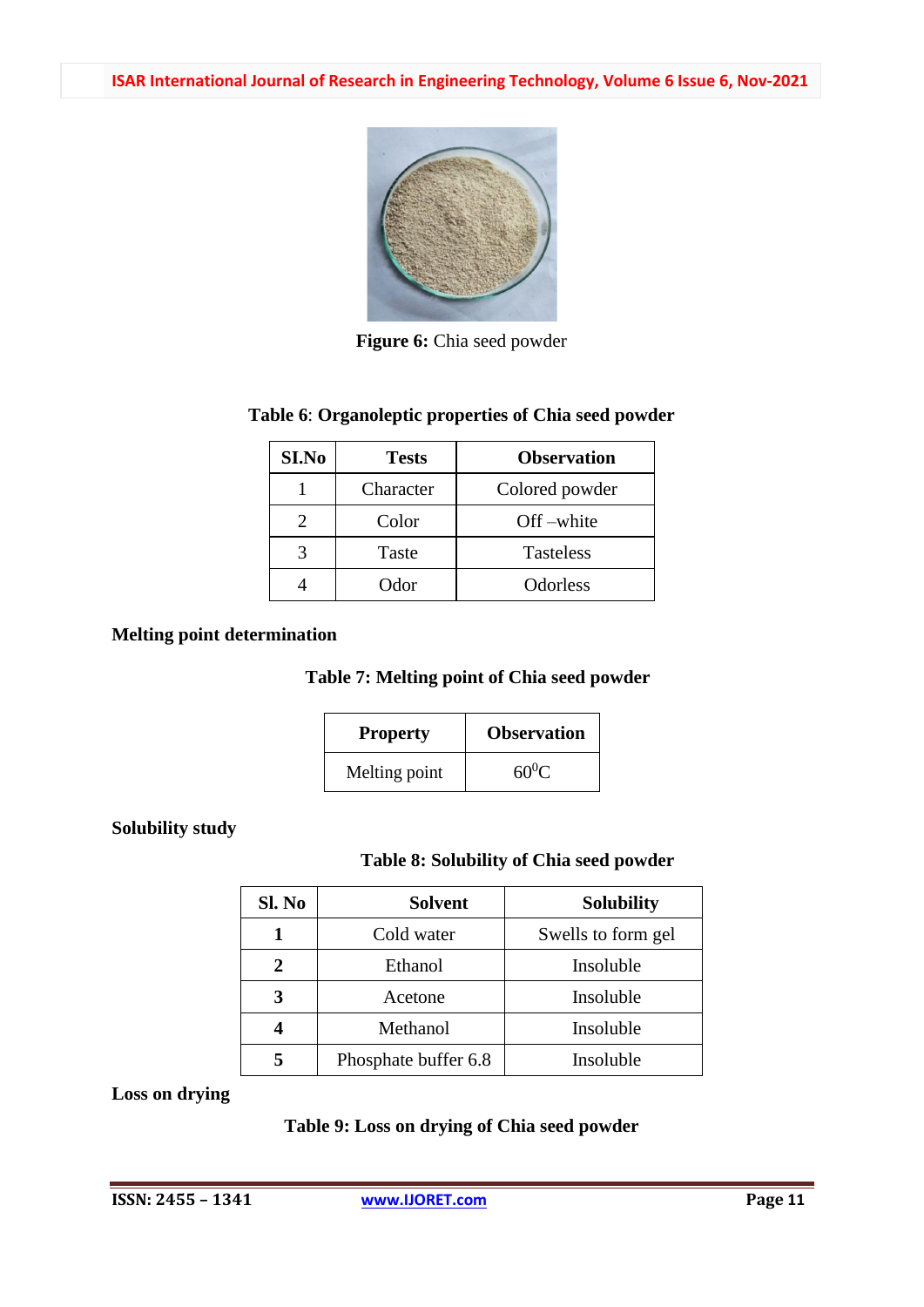**Figure 6:** Chia seed powder

**Table 6**: **Organoleptic properties of Chia seed powder**

| SI.No | Tests | Observation |
|---|---|---|
| 1 | Character | Colored powder |
| 2 | Color | Off –white |
| 3 | Taste | Tasteless |
| 4 | Odor | Odorless |

**Melting point determination**

**Table 7: Melting point of Chia seed powder**

| Property | Observation |
|---|---|
| Melting point | $60^0$C |

**Solubility study**

**Table 8: Solubility of Chia seed powder**

| Sl. No | Solvent | Solubility |
|---|---|---|
| **1** | Cold water | Swells to form gel |
| **2** | Ethanol | Insoluble |
| **3** | Acetone | Insoluble |
| **4** | Methanol | Insoluble |
| **5** | Phosphate buffer 6.8 | Insoluble |

**Loss on drying**

**Table 9: Loss on drying of Chia seed powder**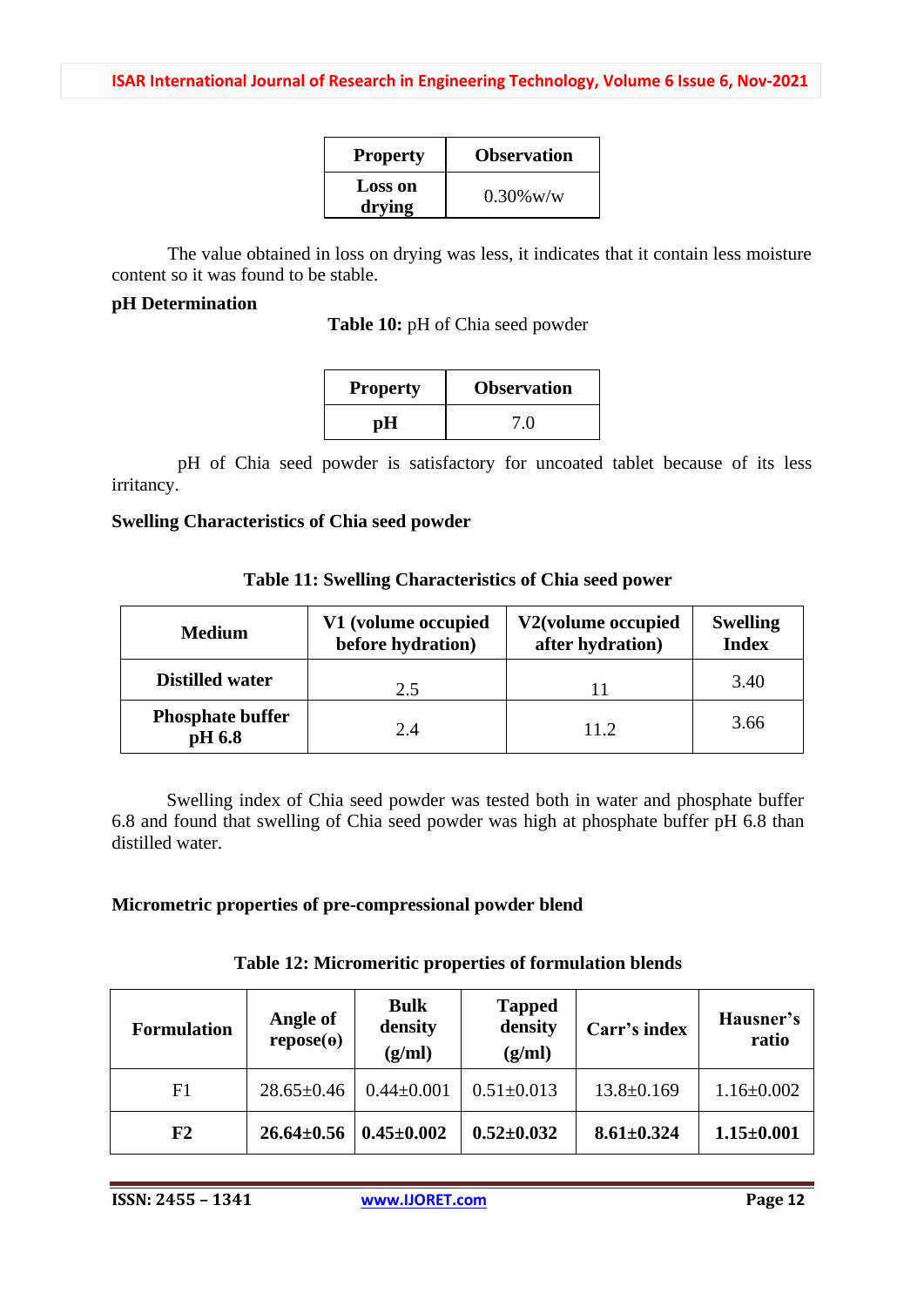| Property | Observation |
|---|---|
| **Loss on drying** | 0.30%w/w |

The value obtained in loss on drying was less, it indicates that it contain less moisture content so it was found to be stable.

**pH Determination**

**Table 10:** pH of Chia seed powder

| Property | Observation |
|---|---|
| **pH** | 7.0 |

pH of Chia seed powder is satisfactory for uncoated tablet because of its less irritancy.

**Swelling Characteristics of Chia seed powder**

**Table 11: Swelling Characteristics of Chia seed power**

| Medium | V1 (volume occupied before hydration) | V2(volume occupied after hydration) | Swelling Index |
|---|---|---|---|
| **Distilled water** | 2.5 | 11 | 3.40 |
| **Phosphate buffer pH 6.8** | 2.4 | 11.2 | 3.66 |

Swelling index of Chia seed powder was tested both in water and phosphate buffer 6.8 and found that swelling of Chia seed powder was high at phosphate buffer pH 6.8 than distilled water.

**Micrometric properties of pre-compressional powder blend**

**Table 12: Micromeritic properties of formulation blends**

| Formulation | Angle of repose(o) | Bulk density (g/ml) | Tapped density (g/ml) | Carr's index | Hausner's ratio |
|---|---|---|---|---|---|
| F1 | 28.65±0.46 | 0.44±0.001 | 0.51±0.013 | 13.8±0.169 | 1.16±0.002 |
| **F2** | **26.64±0.56** | **0.45±0.002** | **0.52±0.032** | **8.61±0.324** | **1.15±0.001** |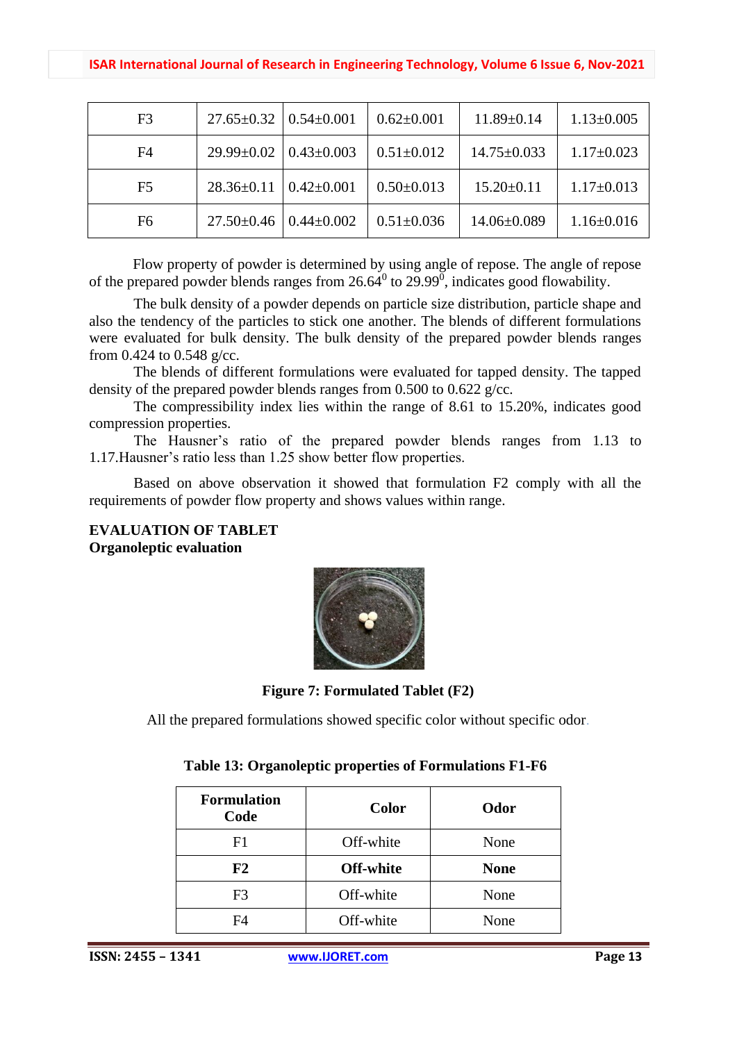| F3 | 27.65±0.32 | 0.54±0.001 | 0.62±0.001 | 11.89±0.14 | 1.13±0.005 |
|---|---|---|---|---|---|
| F4 | 29.99±0.02 | 0.43±0.003 | 0.51±0.012 | 14.75±0.033 | 1.17±0.023 |
| F5 | 28.36±0.11 | 0.42±0.001 | 0.50±0.013 | 15.20±0.11 | 1.17±0.013 |
| F6 | 27.50±0.46 | 0.44±0.002 | 0.51±0.036 | 14.06±0.089 | 1.16±0.016 |

Flow property of powder is determined by using angle of repose. The angle of repose of the prepared powder blends ranges from $26.64^0$ to $29.99^0$, indicates good flowability.

The bulk density of a powder depends on particle size distribution, particle shape and also the tendency of the particles to stick one another. The blends of different formulations were evaluated for bulk density. The bulk density of the prepared powder blends ranges from 0.424 to 0.548 g/cc.

The blends of different formulations were evaluated for tapped density. The tapped density of the prepared powder blends ranges from 0.500 to 0.622 g/cc.

The compressibility index lies within the range of 8.61 to 15.20%, indicates good compression properties.

The Hausner's ratio of the prepared powder blends ranges from 1.13 to 1.17.Hausner's ratio less than 1.25 show better flow properties.

Based on above observation it showed that formulation F2 comply with all the requirements of powder flow property and shows values within range.

**EVALUATION OF TABLET**

**Organoleptic evaluation**

**Figure 7: Formulated Tablet (F2)**

All the prepared formulations showed specific color without specific odor.

**Table 13: Organoleptic properties of Formulations F1-F6**

| Formulation Code | Color | Odor |
|---|---|---|
| F1 | Off-white | None |
| **F2** | **Off-white** | **None** |
| F3 | Off-white | None |
| F4 | Off-white | None |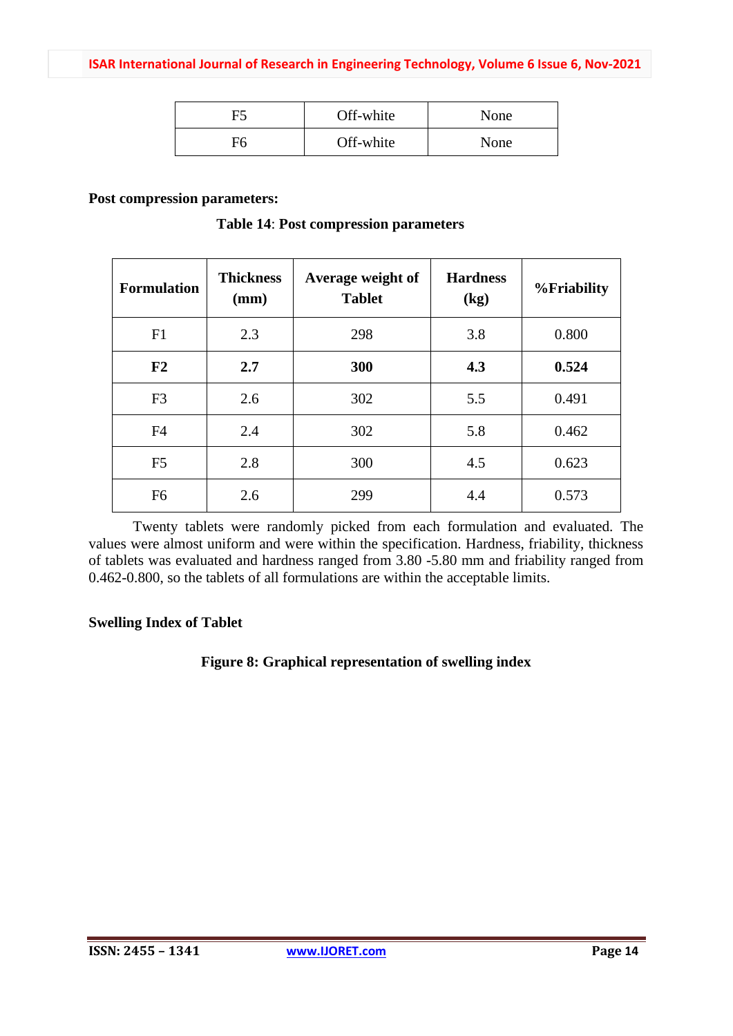| F5 | Off-white | None |
|---|---|---|
| F6 | Off-white | None |

**Post compression parameters:**

**Table 14**: **Post compression parameters**

| Formulation | Thickness (mm) | Average weight of Tablet | Hardness (kg) | %Friability |
|---|---|---|---|---|
| F1 | 2.3 | 298 | 3.8 | 0.800 |
| **F2** | **2.7** | **300** | **4.3** | **0.524** |
| F3 | 2.6 | 302 | 5.5 | 0.491 |
| F4 | 2.4 | 302 | 5.8 | 0.462 |
| F5 | 2.8 | 300 | 4.5 | 0.623 |
| F6 | 2.6 | 299 | 4.4 | 0.573 |

Twenty tablets were randomly picked from each formulation and evaluated. The values were almost uniform and were within the specification. Hardness, friability, thickness of tablets was evaluated and hardness ranged from 3.80 -5.80 mm and friability ranged from 0.462-0.800, so the tablets of all formulations are within the acceptable limits.

**Swelling Index of Tablet**

**Figure 8: Graphical representation of swelling index**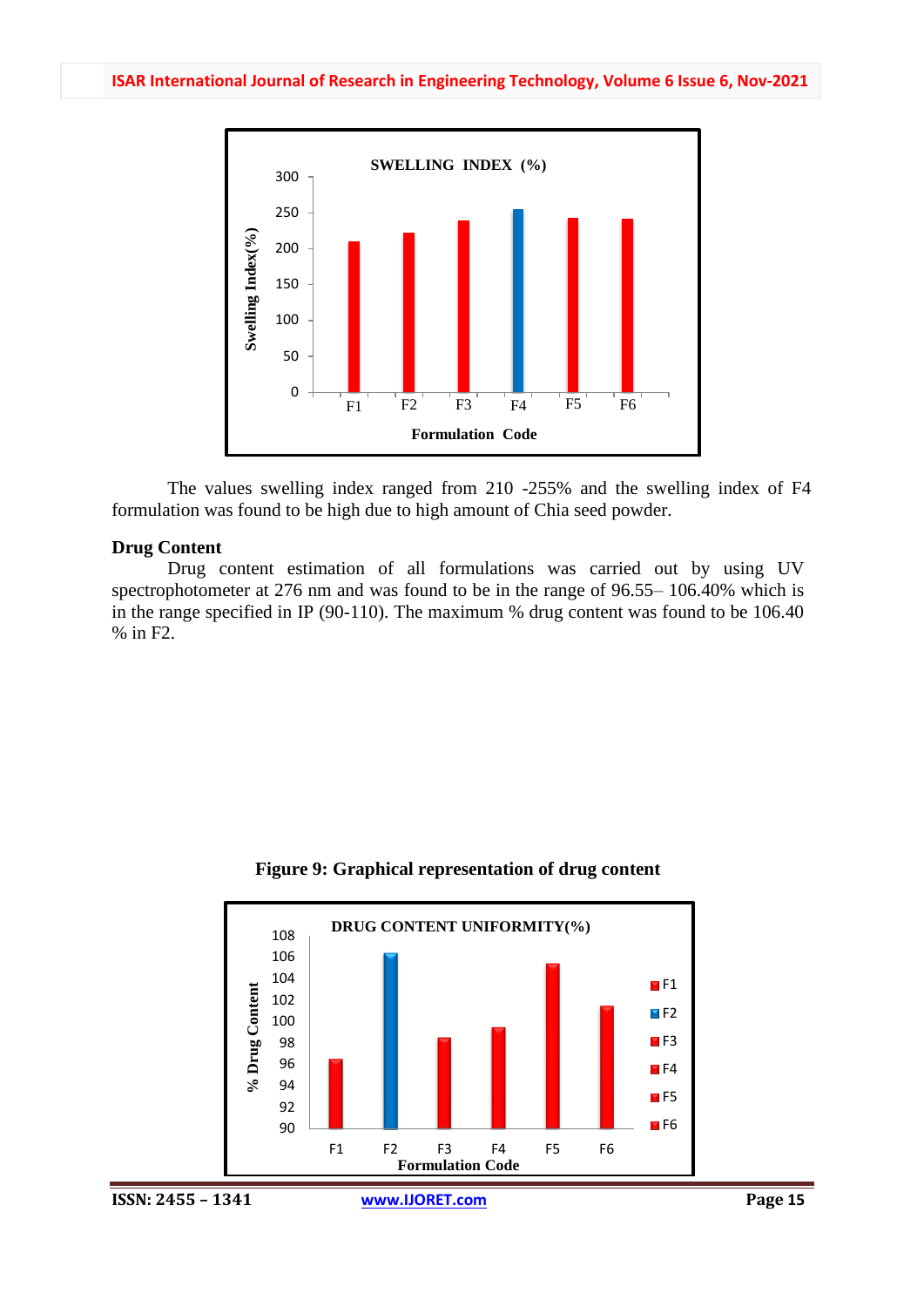The values swelling index ranged from 210 -255% and the swelling index of F4 formulation was found to be high due to high amount of Chia seed powder.

**Drug Content**

Drug content estimation of all formulations was carried out by using UV spectrophotometer at 276 nm and was found to be in the range of 96.55– 106.40% which is in the range specified in IP (90-110). The maximum % drug content was found to be 106.40 % in F2.

**Figure 9: Graphical representation of drug content**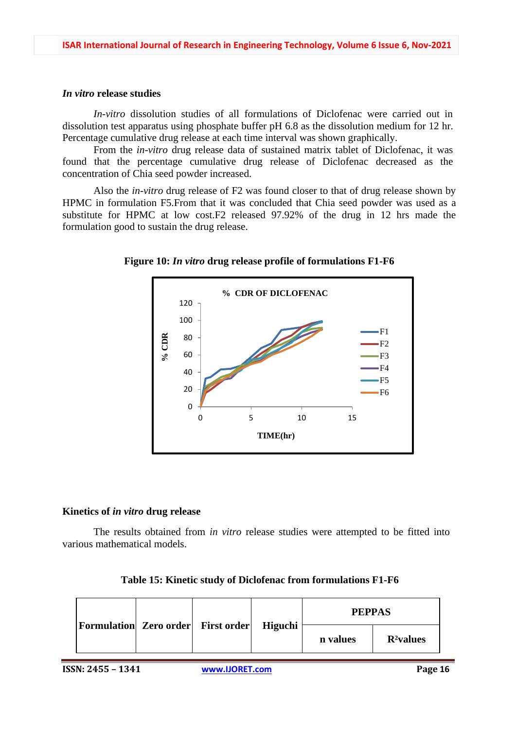### *In vitro* release studies

*In-vitro* dissolution studies of all formulations of Diclofenac were carried out in dissolution test apparatus using phosphate buffer pH 6.8 as the dissolution medium for 12 hr. Percentage cumulative drug release at each time interval was shown graphically.

From the *in-vitro* drug release data of sustained matrix tablet of Diclofenac, it was found that the percentage cumulative drug release of Diclofenac decreased as the concentration of Chia seed powder increased.

Also the *in-vitro* drug release of F2 was found closer to that of drug release shown by HPMC in formulation F5.From that it was concluded that Chia seed powder was used as a substitute for HPMC at low cost.F2 released 97.92% of the drug in 12 hrs made the formulation good to sustain the drug release.

**Figure 10: *In vitro* drug release profile of formulations F1-F6**

### Kinetics of *in vitro* drug release

The results obtained from *in vitro* release studies were attempted to be fitted into various mathematical models.

**Table 15: Kinetic study of Diclofenac from formulations F1-F6**

| Formulation | Zero order | First order | Higuchi | PEPPAS | |
|---|---|---|---|---|---|
| | | | | n values | $R^2$values |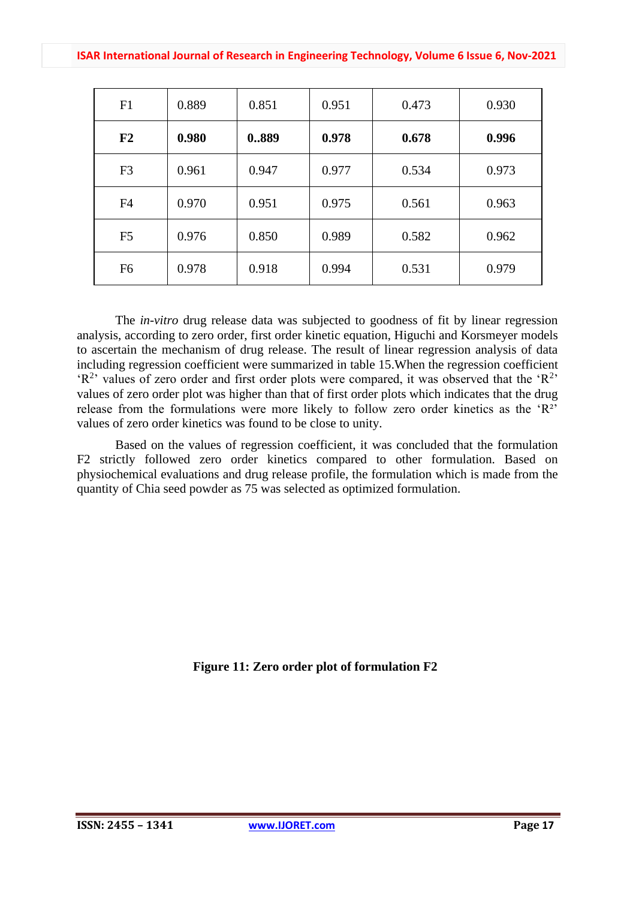| F1 | 0.889 | 0.851 | 0.951 | 0.473 | 0.930 |
|---|---|---|---|---|---|
| **F2** | **0.980** | **0..889** | **0.978** | **0.678** | **0.996** |
| F3 | 0.961 | 0.947 | 0.977 | 0.534 | 0.973 |
| F4 | 0.970 | 0.951 | 0.975 | 0.561 | 0.963 |
| F5 | 0.976 | 0.850 | 0.989 | 0.582 | 0.962 |
| F6 | 0.978 | 0.918 | 0.994 | 0.531 | 0.979 |

The *in-vitro* drug release data was subjected to goodness of fit by linear regression analysis, according to zero order, first order kinetic equation, Higuchi and Korsmeyer models to ascertain the mechanism of drug release. The result of linear regression analysis of data including regression coefficient were summarized in table 15.When the regression coefficient '$R^2$' values of zero order and first order plots were compared, it was observed that the '$R^2$' values of zero order plot was higher than that of first order plots which indicates that the drug release from the formulations were more likely to follow zero order kinetics as the '$R^2$' values of zero order kinetics was found to be close to unity.

Based on the values of regression coefficient, it was concluded that the formulation F2 strictly followed zero order kinetics compared to other formulation. Based on physiochemical evaluations and drug release profile, the formulation which is made from the quantity of Chia seed powder as 75 was selected as optimized formulation.

**Figure 11: Zero order plot of formulation F2**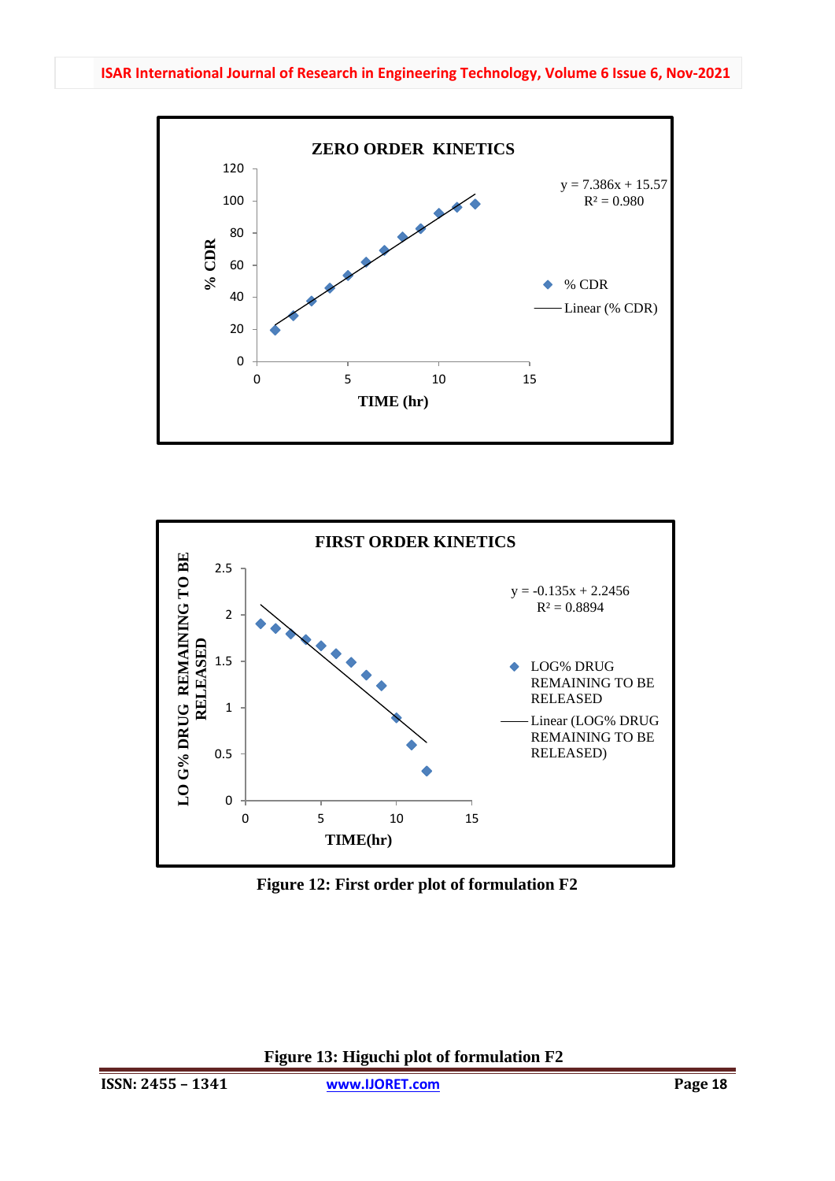**ZERO ORDER KINETICS**

$y = 7.386x + 15.57$
$R^2 = 0.980$

**FIRST ORDER KINETICS**

$y = -0.135x + 2.2456$
$R^2 = 0.8894$

**Figure 12: First order plot of formulation F2**

**Figure 13: Higuchi plot of formulation F2**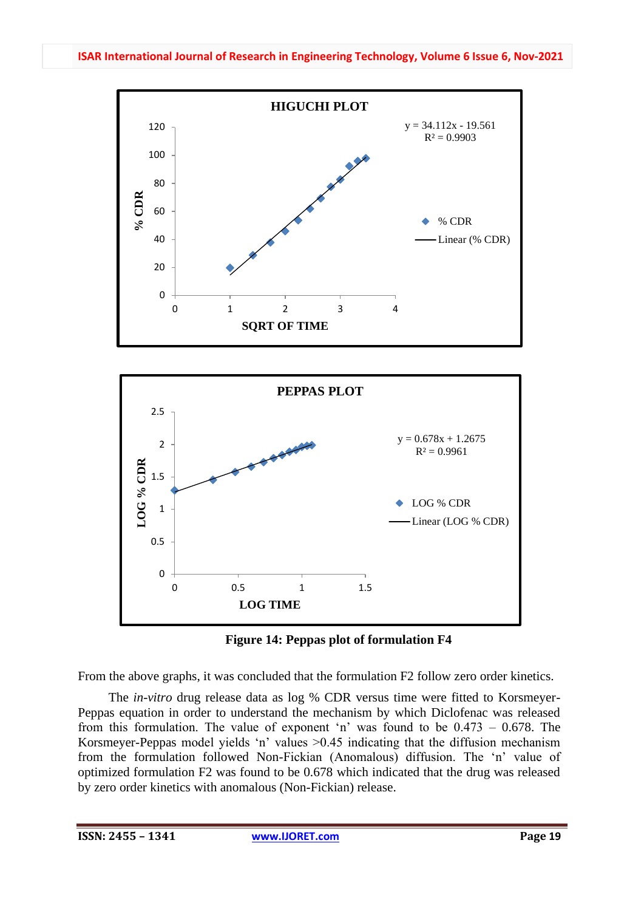**Figure 14: Peppas plot of formulation F4**

From the above graphs, it was concluded that the formulation F2 follow zero order kinetics.

The *in-vitro* drug release data as log % CDR versus time were fitted to Korsmeyer-Peppas equation in order to understand the mechanism by which Diclofenac was released from this formulation. The value of exponent 'n' was found to be 0.473 – 0.678. The Korsmeyer-Peppas model yields 'n' values >0.45 indicating that the diffusion mechanism from the formulation followed Non-Fickian (Anomalous) diffusion. The 'n' value of optimized formulation F2 was found to be 0.678 which indicated that the drug was released by zero order kinetics with anomalous (Non-Fickian) release.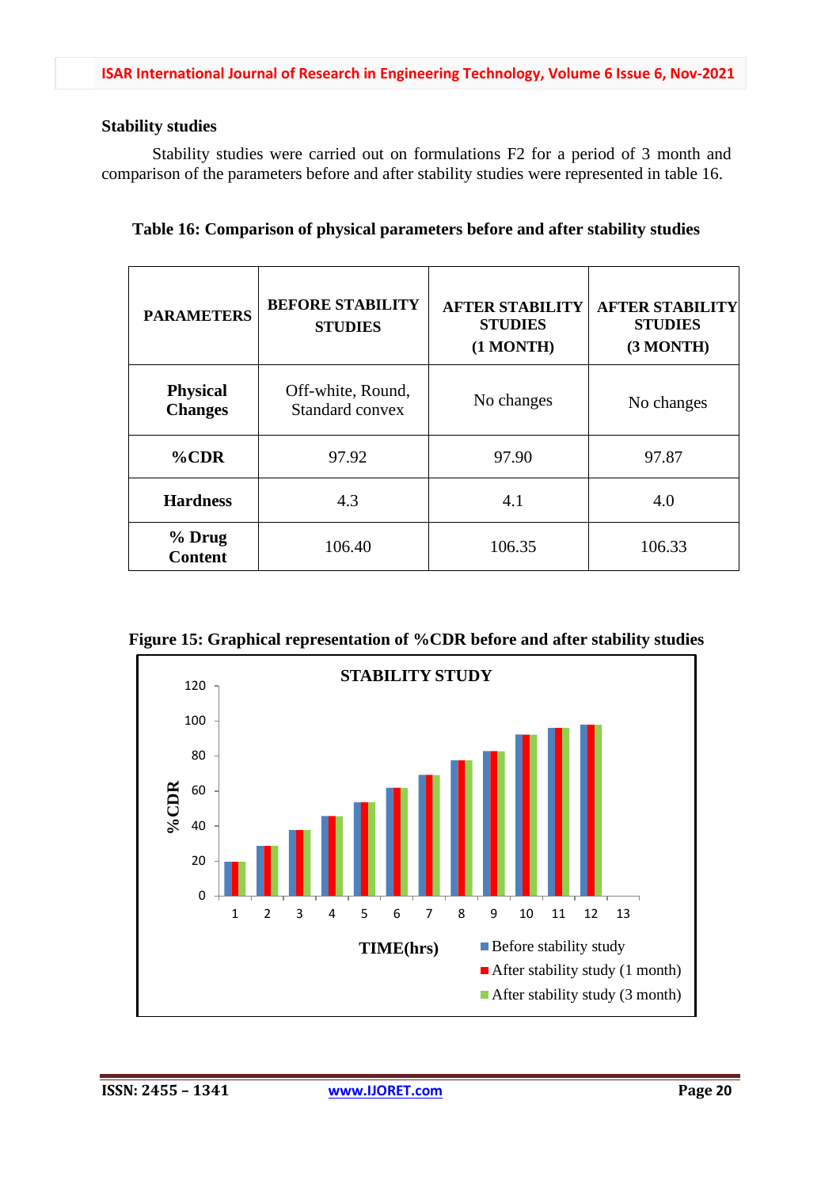## Stability studies

Stability studies were carried out on formulations F2 for a period of 3 month and comparison of the parameters before and after stability studies were represented in table 16.

**Table 16: Comparison of physical parameters before and after stability studies**

| PARAMETERS | BEFORE STABILITY STUDIES | AFTER STABILITY STUDIES (1 MONTH) | AFTER STABILITY STUDIES (3 MONTH) |
|---|---|---|---|
| **Physical Changes** | Off-white, Round, Standard convex | No changes | No changes |
| **%CDR** | 97.92 | 97.90 | 97.87 |
| **Hardness** | 4.3 | 4.1 | 4.0 |
| **% Drug Content** | 106.40 | 106.35 | 106.33 |

**Figure 15: Graphical representation of %CDR before and after stability studies**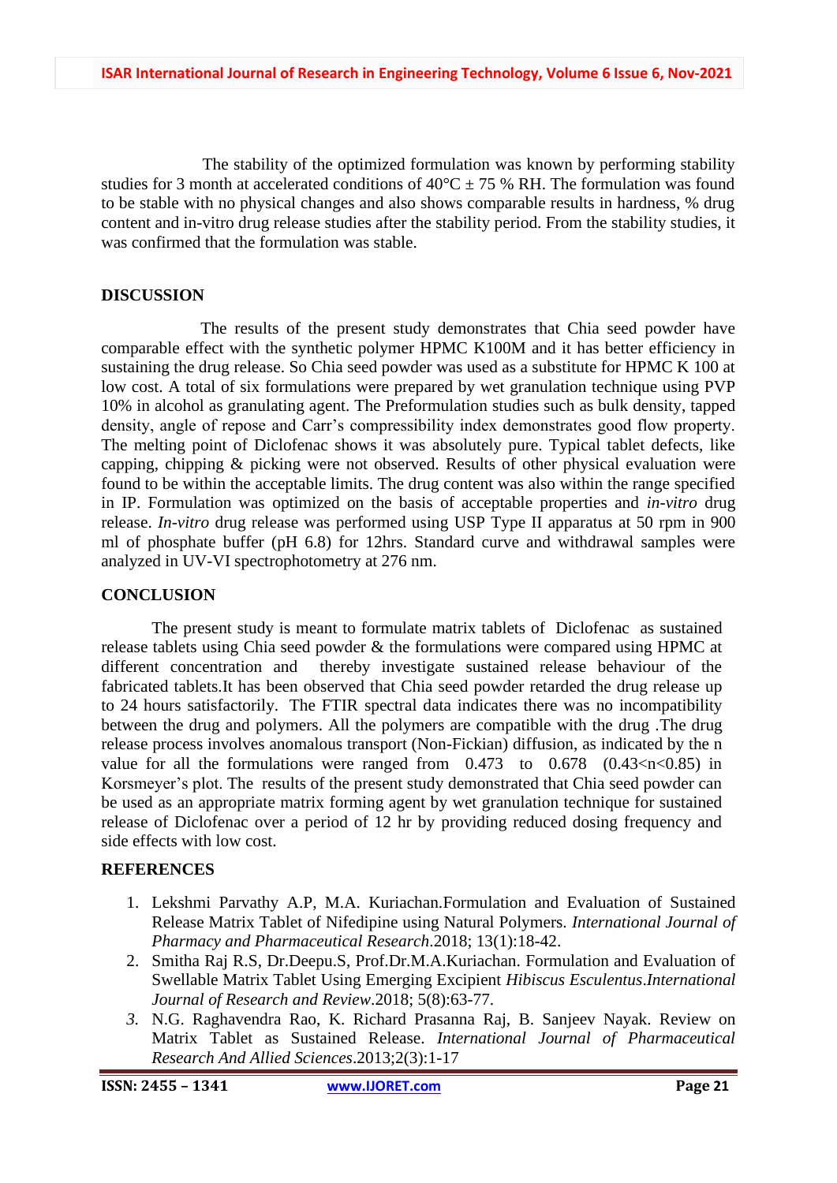The stability of the optimized formulation was known by performing stability studies for 3 month at accelerated conditions of 40°C ± 75 % RH. The formulation was found to be stable with no physical changes and also shows comparable results in hardness, % drug content and in-vitro drug release studies after the stability period. From the stability studies, it was confirmed that the formulation was stable.

## DISCUSSION

The results of the present study demonstrates that Chia seed powder have comparable effect with the synthetic polymer HPMC K100M and it has better efficiency in sustaining the drug release. So Chia seed powder was used as a substitute for HPMC K 100 at low cost. A total of six formulations were prepared by wet granulation technique using PVP 10% in alcohol as granulating agent. The Preformulation studies such as bulk density, tapped density, angle of repose and Carr's compressibility index demonstrates good flow property. The melting point of Diclofenac shows it was absolutely pure. Typical tablet defects, like capping, chipping & picking were not observed. Results of other physical evaluation were found to be within the acceptable limits. The drug content was also within the range specified in IP. Formulation was optimized on the basis of acceptable properties and *in-vitro* drug release. *In-vitro* drug release was performed using USP Type II apparatus at 50 rpm in 900 ml of phosphate buffer (pH 6.8) for 12hrs. Standard curve and withdrawal samples were analyzed in UV-VI spectrophotometry at 276 nm.

## CONCLUSION

The present study is meant to formulate matrix tablets of Diclofenac as sustained release tablets using Chia seed powder & the formulations were compared using HPMC at different concentration and thereby investigate sustained release behaviour of the fabricated tablets.It has been observed that Chia seed powder retarded the drug release up to 24 hours satisfactorily. The FTIR spectral data indicates there was no incompatibility between the drug and polymers. All the polymers are compatible with the drug .The drug release process involves anomalous transport (Non-Fickian) diffusion, as indicated by the n value for all the formulations were ranged from 0.473 to 0.678 ($0.43<n<0.85$) in Korsmeyer's plot. The results of the present study demonstrated that Chia seed powder can be used as an appropriate matrix forming agent by wet granulation technique for sustained release of Diclofenac over a period of 12 hr by providing reduced dosing frequency and side effects with low cost.

## REFERENCES

1. Lekshmi Parvathy A.P, M.A. Kuriachan.Formulation and Evaluation of Sustained Release Matrix Tablet of Nifedipine using Natural Polymers. *International Journal of Pharmacy and Pharmaceutical Research*.2018; 13(1):18-42.
2. Smitha Raj R.S, Dr.Deepu.S, Prof.Dr.M.A.Kuriachan. Formulation and Evaluation of Swellable Matrix Tablet Using Emerging Excipient *Hibiscus Esculentus*.*International Journal of Research and Review*.2018; 5(8):63-77.
3. N.G. Raghavendra Rao, K. Richard Prasanna Raj, B. Sanjeev Nayak. Review on Matrix Tablet as Sustained Release. *International Journal of Pharmaceutical Research And Allied Sciences*.2013;2(3):1-17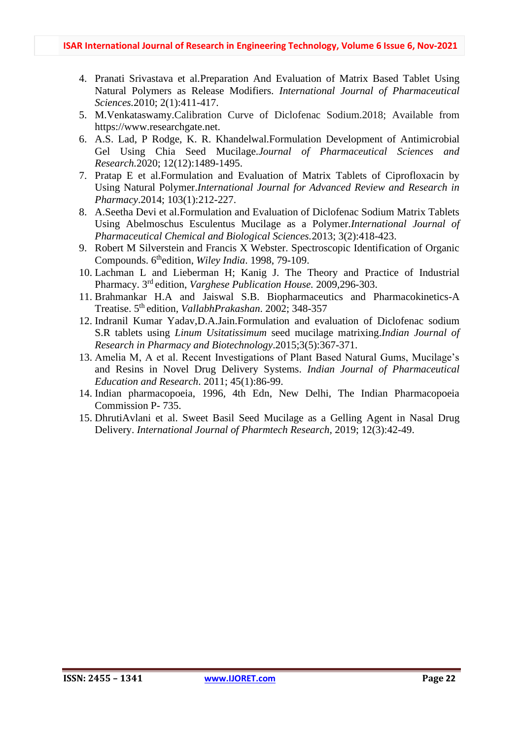4. Pranati Srivastava et al.Preparation And Evaluation of Matrix Based Tablet Using Natural Polymers as Release Modifiers. *International Journal of Pharmaceutical Sciences*.2010; 2(1):411-417.
5. M.Venkataswamy.Calibration Curve of Diclofenac Sodium.2018; Available from https://www.researchgate.net.
6. A.S. Lad, P Rodge, K. R. Khandelwal.Formulation Development of Antimicrobial Gel Using Chia Seed Mucilage.*Journal of Pharmaceutical Sciences and Research*.2020; 12(12):1489-1495.
7. Pratap E et al.Formulation and Evaluation of Matrix Tablets of Ciprofloxacin by Using Natural Polymer.*International Journal for Advanced Review and Research in Pharmacy*.2014; 103(1):212-227.
8. A.Seetha Devi et al.Formulation and Evaluation of Diclofenac Sodium Matrix Tablets Using Abelmoschus Esculentus Mucilage as a Polymer.*International Journal of Pharmaceutical Chemical and Biological Sciences*.2013; 3(2):418-423.
9. Robert M Silverstein and Francis X Webster. Spectroscopic Identification of Organic Compounds. 6th edition, *Wiley India*. 1998, 79-109.
10. Lachman L and Lieberman H; Kanig J. The Theory and Practice of Industrial Pharmacy. 3rd edition, *Varghese Publication House.* 2009,296-303.
11. Brahmankar H.A and Jaiswal S.B. Biopharmaceutics and Pharmacokinetics-A Treatise. 5th edition, *VallabhPrakashan*. 2002; 348-357
12. Indranil Kumar Yadav,D.A.Jain.Formulation and evaluation of Diclofenac sodium S.R tablets using *Linum Usitatissimum* seed mucilage matrixing.*Indian Journal of Research in Pharmacy and Biotechnology*.2015;3(5):367-371.
13. Amelia M, A et al. Recent Investigations of Plant Based Natural Gums, Mucilage's and Resins in Novel Drug Delivery Systems. *Indian Journal of Pharmaceutical Education and Research*. 2011; 45(1):86-99.
14. Indian pharmacopoeia, 1996, 4th Edn, New Delhi, The Indian Pharmacopoeia Commission P- 735.
15. DhrutiAvlani et al. Sweet Basil Seed Mucilage as a Gelling Agent in Nasal Drug Delivery. *International Journal of Pharmtech Research*, 2019; 12(3):42-49.